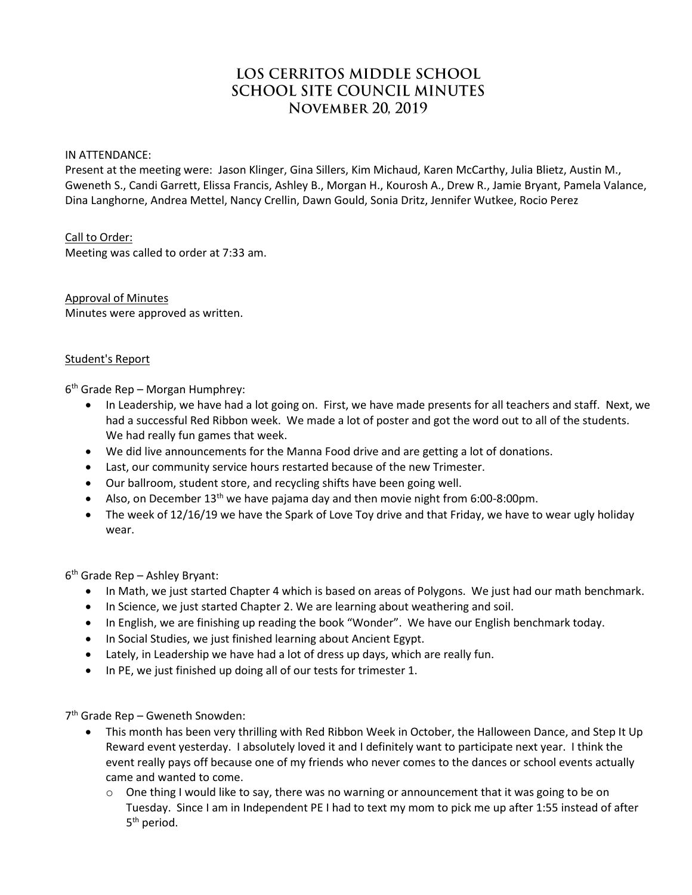# LOS CERRITOS MIDDLE SCHOOL
# SCHOOL SITE COUNCIL MINUTES
# November 20, 2019

IN ATTENDANCE:
Present at the meeting were: Jason Klinger, Gina Sillers, Kim Michaud, Karen McCarthy, Julia Blietz, Austin M., Gweneth S., Candi Garrett, Elissa Francis, Ashley B., Morgan H., Kourosh A., Drew R., Jamie Bryant, Pamela Valance, Dina Langhorne, Andrea Mettel, Nancy Crellin, Dawn Gould, Sonia Dritz, Jennifer Wutkee, Rocio Perez

<u>Call to Order:</u>
Meeting was called to order at 7:33 am.

<u>Approval of Minutes</u>
Minutes were approved as written.

<u>Student's Report</u>

6th Grade Rep – Morgan Humphrey:

- In Leadership, we have had a lot going on. First, we have made presents for all teachers and staff. Next, we had a successful Red Ribbon week. We made a lot of poster and got the word out to all of the students. We had really fun games that week.
- We did live announcements for the Manna Food drive and are getting a lot of donations.
- Last, our community service hours restarted because of the new Trimester.
- Our ballroom, student store, and recycling shifts have been going well.
- Also, on December 13th we have pajama day and then movie night from 6:00-8:00pm.
- The week of 12/16/19 we have the Spark of Love Toy drive and that Friday, we have to wear ugly holiday wear.

6th Grade Rep – Ashley Bryant:

- In Math, we just started Chapter 4 which is based on areas of Polygons. We just had our math benchmark.
- In Science, we just started Chapter 2. We are learning about weathering and soil.
- In English, we are finishing up reading the book "Wonder". We have our English benchmark today.
- In Social Studies, we just finished learning about Ancient Egypt.
- Lately, in Leadership we have had a lot of dress up days, which are really fun.
- In PE, we just finished up doing all of our tests for trimester 1.

7th Grade Rep – Gweneth Snowden:

- This month has been very thrilling with Red Ribbon Week in October, the Halloween Dance, and Step It Up Reward event yesterday. I absolutely loved it and I definitely want to participate next year. I think the event really pays off because one of my friends who never comes to the dances or school events actually came and wanted to come.
  - One thing I would like to say, there was no warning or announcement that it was going to be on Tuesday. Since I am in Independent PE I had to text my mom to pick me up after 1:55 instead of after 5th period.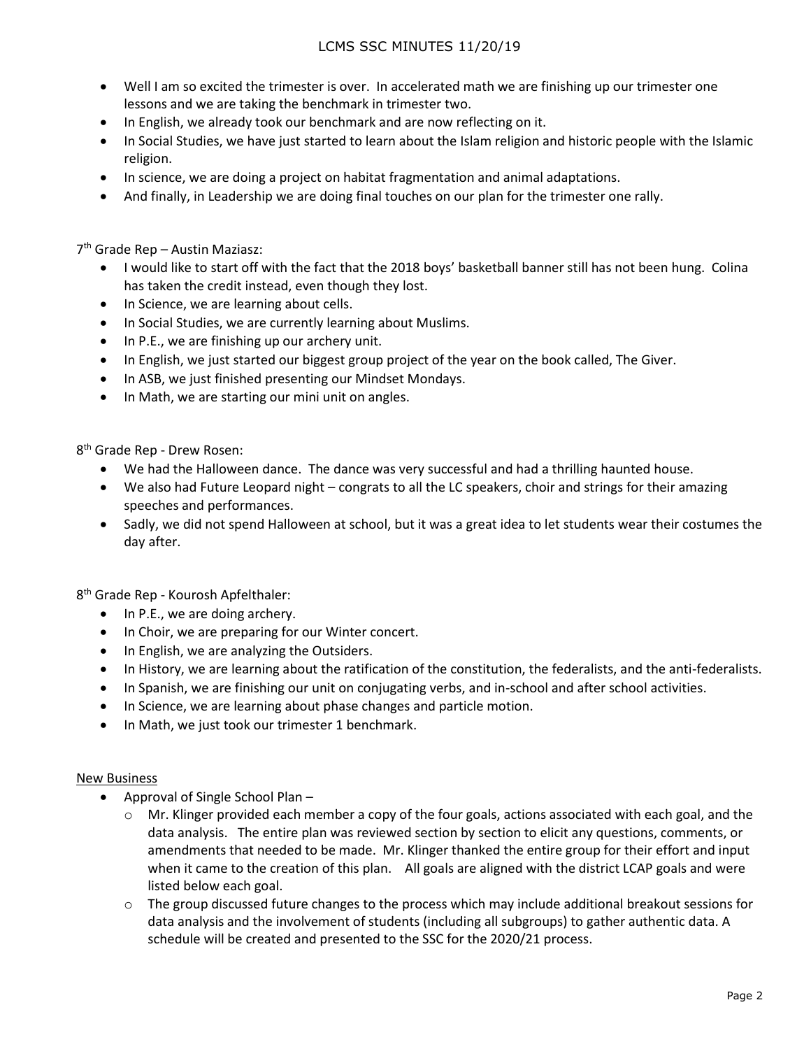- Well I am so excited the trimester is over. In accelerated math we are finishing up our trimester one lessons and we are taking the benchmark in trimester two.
- In English, we already took our benchmark and are now reflecting on it.
- In Social Studies, we have just started to learn about the Islam religion and historic people with the Islamic religion.
- In science, we are doing a project on habitat fragmentation and animal adaptations.
- And finally, in Leadership we are doing final touches on our plan for the trimester one rally.

7th Grade Rep – Austin Maziasz:

- I would like to start off with the fact that the 2018 boys' basketball banner still has not been hung. Colina has taken the credit instead, even though they lost.
- In Science, we are learning about cells.
- In Social Studies, we are currently learning about Muslims.
- In P.E., we are finishing up our archery unit.
- In English, we just started our biggest group project of the year on the book called, The Giver.
- In ASB, we just finished presenting our Mindset Mondays.
- In Math, we are starting our mini unit on angles.

8th Grade Rep - Drew Rosen:

- We had the Halloween dance. The dance was very successful and had a thrilling haunted house.
- We also had Future Leopard night – congrats to all the LC speakers, choir and strings for their amazing speeches and performances.
- Sadly, we did not spend Halloween at school, but it was a great idea to let students wear their costumes the day after.

8th Grade Rep - Kourosh Apfelthaler:

- In P.E., we are doing archery.
- In Choir, we are preparing for our Winter concert.
- In English, we are analyzing the Outsiders.
- In History, we are learning about the ratification of the constitution, the federalists, and the anti-federalists.
- In Spanish, we are finishing our unit on conjugating verbs, and in-school and after school activities.
- In Science, we are learning about phase changes and particle motion.
- In Math, we just took our trimester 1 benchmark.

<u>New Business</u>

- Approval of Single School Plan –
  - Mr. Klinger provided each member a copy of the four goals, actions associated with each goal, and the data analysis. The entire plan was reviewed section by section to elicit any questions, comments, or amendments that needed to be made. Mr. Klinger thanked the entire group for their effort and input when it came to the creation of this plan. All goals are aligned with the district LCAP goals and were listed below each goal.
  - The group discussed future changes to the process which may include additional breakout sessions for data analysis and the involvement of students (including all subgroups) to gather authentic data. A schedule will be created and presented to the SSC for the 2020/21 process.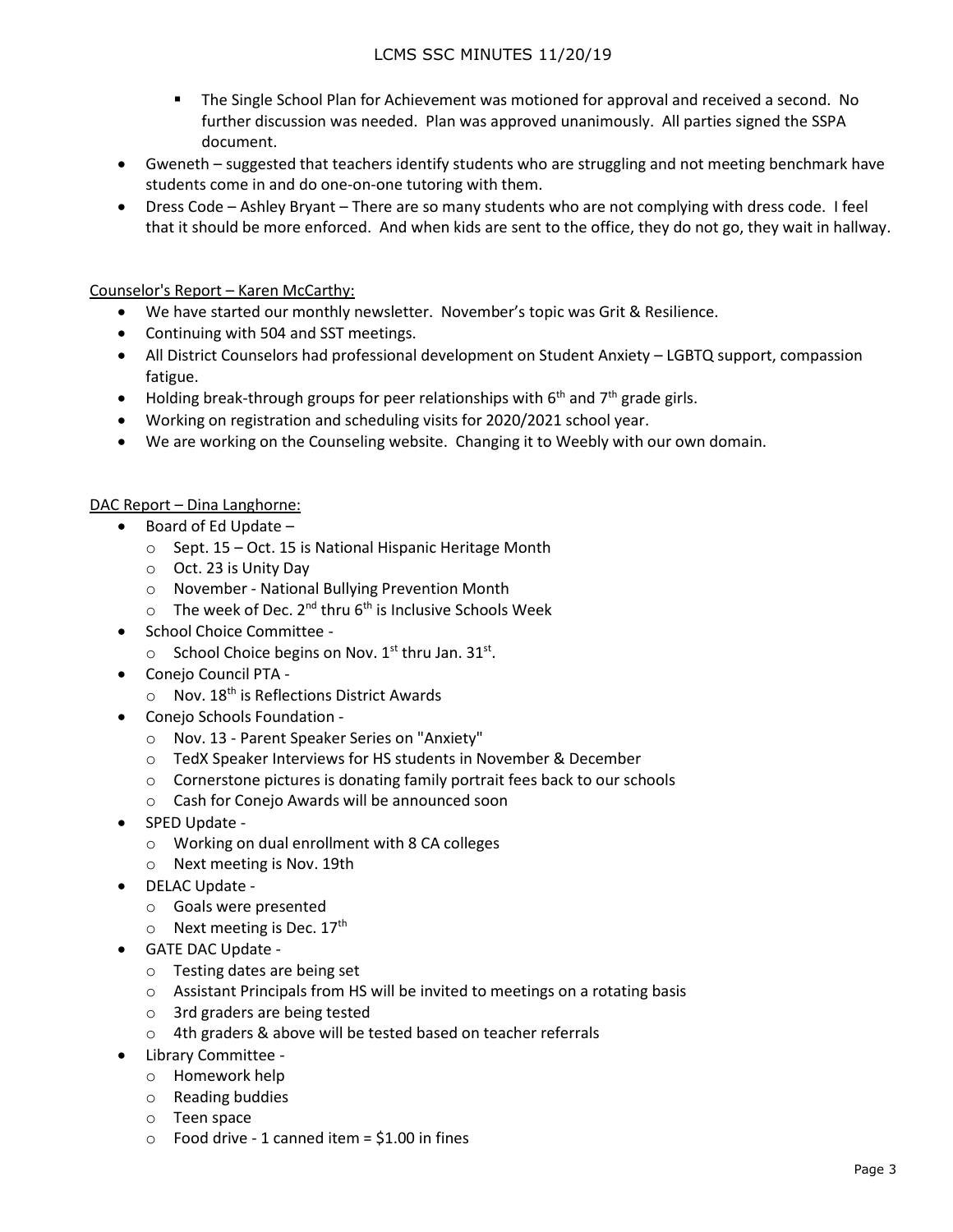- The Single School Plan for Achievement was motioned for approval and received a second. No further discussion was needed. Plan was approved unanimously. All parties signed the SSPA document.
- Gweneth – suggested that teachers identify students who are struggling and not meeting benchmark have students come in and do one-on-one tutoring with them.
- Dress Code – Ashley Bryant – There are so many students who are not complying with dress code. I feel that it should be more enforced. And when kids are sent to the office, they do not go, they wait in hallway.

<u>Counselor's Report – Karen McCarthy:</u>

- We have started our monthly newsletter. November's topic was Grit & Resilience.
- Continuing with 504 and SST meetings.
- All District Counselors had professional development on Student Anxiety – LGBTQ support, compassion fatigue.
- Holding break-through groups for peer relationships with 6th and 7th grade girls.
- Working on registration and scheduling visits for 2020/2021 school year.
- We are working on the Counseling website. Changing it to Weebly with our own domain.

<u>DAC Report – Dina Langhorne:</u>

- Board of Ed Update –
  - Sept. 15 – Oct. 15 is National Hispanic Heritage Month
  - Oct. 23 is Unity Day
  - November - National Bullying Prevention Month
  - The week of Dec. 2nd thru 6th is Inclusive Schools Week
- School Choice Committee -
  - School Choice begins on Nov. 1st thru Jan. 31st.
- Conejo Council PTA -
  - Nov. 18th is Reflections District Awards
- Conejo Schools Foundation -
  - Nov. 13 - Parent Speaker Series on "Anxiety"
  - TedX Speaker Interviews for HS students in November & December
  - Cornerstone pictures is donating family portrait fees back to our schools
  - Cash for Conejo Awards will be announced soon
- SPED Update -
  - Working on dual enrollment with 8 CA colleges
  - Next meeting is Nov. 19th
- DELAC Update -
  - Goals were presented
  - Next meeting is Dec. 17th
- GATE DAC Update -
  - Testing dates are being set
  - Assistant Principals from HS will be invited to meetings on a rotating basis
  - 3rd graders are being tested
  - 4th graders & above will be tested based on teacher referrals
- Library Committee -
  - Homework help
  - Reading buddies
  - Teen space
  - Food drive - 1 canned item = $1.00 in fines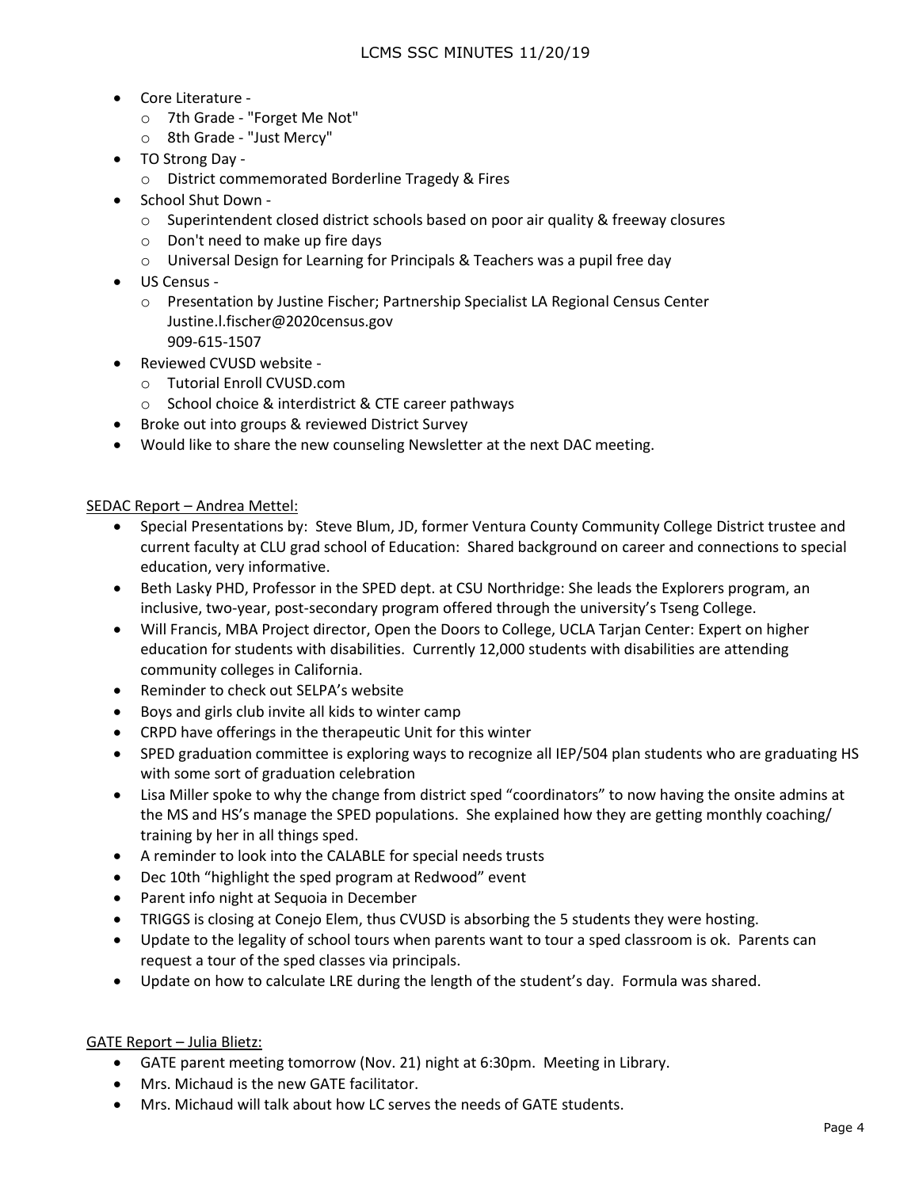- Core Literature -
  - 7th Grade - "Forget Me Not"
  - 8th Grade - "Just Mercy"
- TO Strong Day -
  - District commemorated Borderline Tragedy & Fires
- School Shut Down -
  - Superintendent closed district schools based on poor air quality & freeway closures
  - Don't need to make up fire days
  - Universal Design for Learning for Principals & Teachers was a pupil free day
- US Census -
  - Presentation by Justine Fischer; Partnership Specialist LA Regional Census Center
    Justine.l.fischer@2020census.gov
    909-615-1507
- Reviewed CVUSD website -
  - Tutorial Enroll CVUSD.com
  - School choice & interdistrict & CTE career pathways
- Broke out into groups & reviewed District Survey
- Would like to share the new counseling Newsletter at the next DAC meeting.

SEDAC Report – Andrea Mettel:

- Special Presentations by: Steve Blum, JD, former Ventura County Community College District trustee and current faculty at CLU grad school of Education: Shared background on career and connections to special education, very informative.
- Beth Lasky PHD, Professor in the SPED dept. at CSU Northridge: She leads the Explorers program, an inclusive, two-year, post-secondary program offered through the university's Tseng College.
- Will Francis, MBA Project director, Open the Doors to College, UCLA Tarjan Center: Expert on higher education for students with disabilities. Currently 12,000 students with disabilities are attending community colleges in California.
- Reminder to check out SELPA's website
- Boys and girls club invite all kids to winter camp
- CRPD have offerings in the therapeutic Unit for this winter
- SPED graduation committee is exploring ways to recognize all IEP/504 plan students who are graduating HS with some sort of graduation celebration
- Lisa Miller spoke to why the change from district sped "coordinators" to now having the onsite admins at the MS and HS's manage the SPED populations. She explained how they are getting monthly coaching/ training by her in all things sped.
- A reminder to look into the CALABLE for special needs trusts
- Dec 10th "highlight the sped program at Redwood" event
- Parent info night at Sequoia in December
- TRIGGS is closing at Conejo Elem, thus CVUSD is absorbing the 5 students they were hosting.
- Update to the legality of school tours when parents want to tour a sped classroom is ok. Parents can request a tour of the sped classes via principals.
- Update on how to calculate LRE during the length of the student's day. Formula was shared.

GATE Report – Julia Blietz:

- GATE parent meeting tomorrow (Nov. 21) night at 6:30pm. Meeting in Library.
- Mrs. Michaud is the new GATE facilitator.
- Mrs. Michaud will talk about how LC serves the needs of GATE students.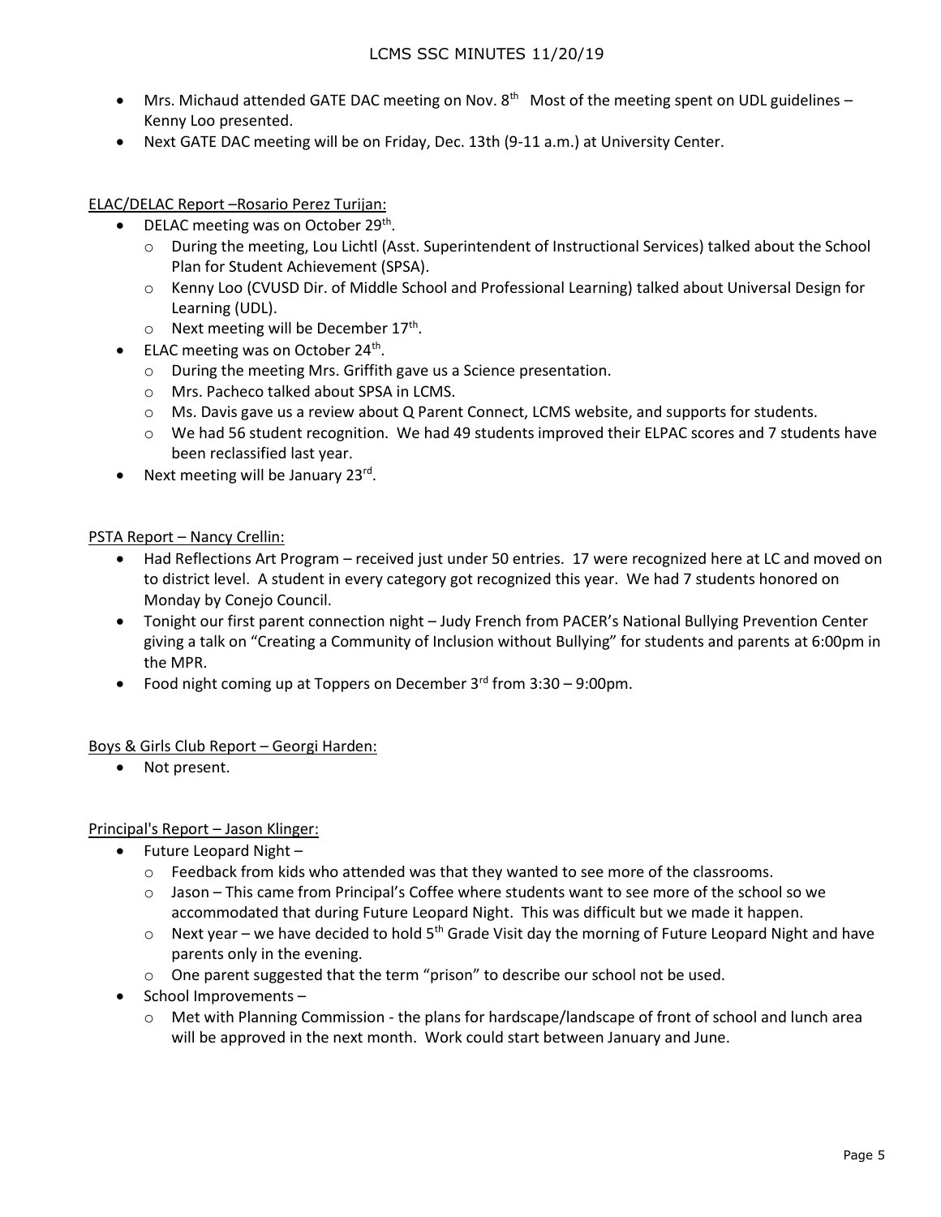- Mrs. Michaud attended GATE DAC meeting on Nov. 8th   Most of the meeting spent on UDL guidelines – Kenny Loo presented.
- Next GATE DAC meeting will be on Friday, Dec. 13th (9-11 a.m.) at University Center.

<u>ELAC/DELAC Report –Rosario Perez Turijan:</u>

- DELAC meeting was on October 29th.
  - During the meeting, Lou Lichtl (Asst. Superintendent of Instructional Services) talked about the School Plan for Student Achievement (SPSA).
  - Kenny Loo (CVUSD Dir. of Middle School and Professional Learning) talked about Universal Design for Learning (UDL).
  - Next meeting will be December 17th.
- ELAC meeting was on October 24th.
  - During the meeting Mrs. Griffith gave us a Science presentation.
  - Mrs. Pacheco talked about SPSA in LCMS.
  - Ms. Davis gave us a review about Q Parent Connect, LCMS website, and supports for students.
  - We had 56 student recognition. We had 49 students improved their ELPAC scores and 7 students have been reclassified last year.
- Next meeting will be January 23rd.

<u>PSTA Report – Nancy Crellin:</u>

- Had Reflections Art Program – received just under 50 entries. 17 were recognized here at LC and moved on to district level. A student in every category got recognized this year. We had 7 students honored on Monday by Conejo Council.
- Tonight our first parent connection night – Judy French from PACER's National Bullying Prevention Center giving a talk on "Creating a Community of Inclusion without Bullying" for students and parents at 6:00pm in the MPR.
- Food night coming up at Toppers on December 3rd from 3:30 – 9:00pm.

<u>Boys & Girls Club Report – Georgi Harden:</u>

- Not present.

<u>Principal's Report – Jason Klinger:</u>

- Future Leopard Night –
  - Feedback from kids who attended was that they wanted to see more of the classrooms.
  - Jason – This came from Principal's Coffee where students want to see more of the school so we accommodated that during Future Leopard Night. This was difficult but we made it happen.
  - Next year – we have decided to hold 5th Grade Visit day the morning of Future Leopard Night and have parents only in the evening.
  - One parent suggested that the term "prison" to describe our school not be used.
- School Improvements –
  - Met with Planning Commission - the plans for hardscape/landscape of front of school and lunch area will be approved in the next month. Work could start between January and June.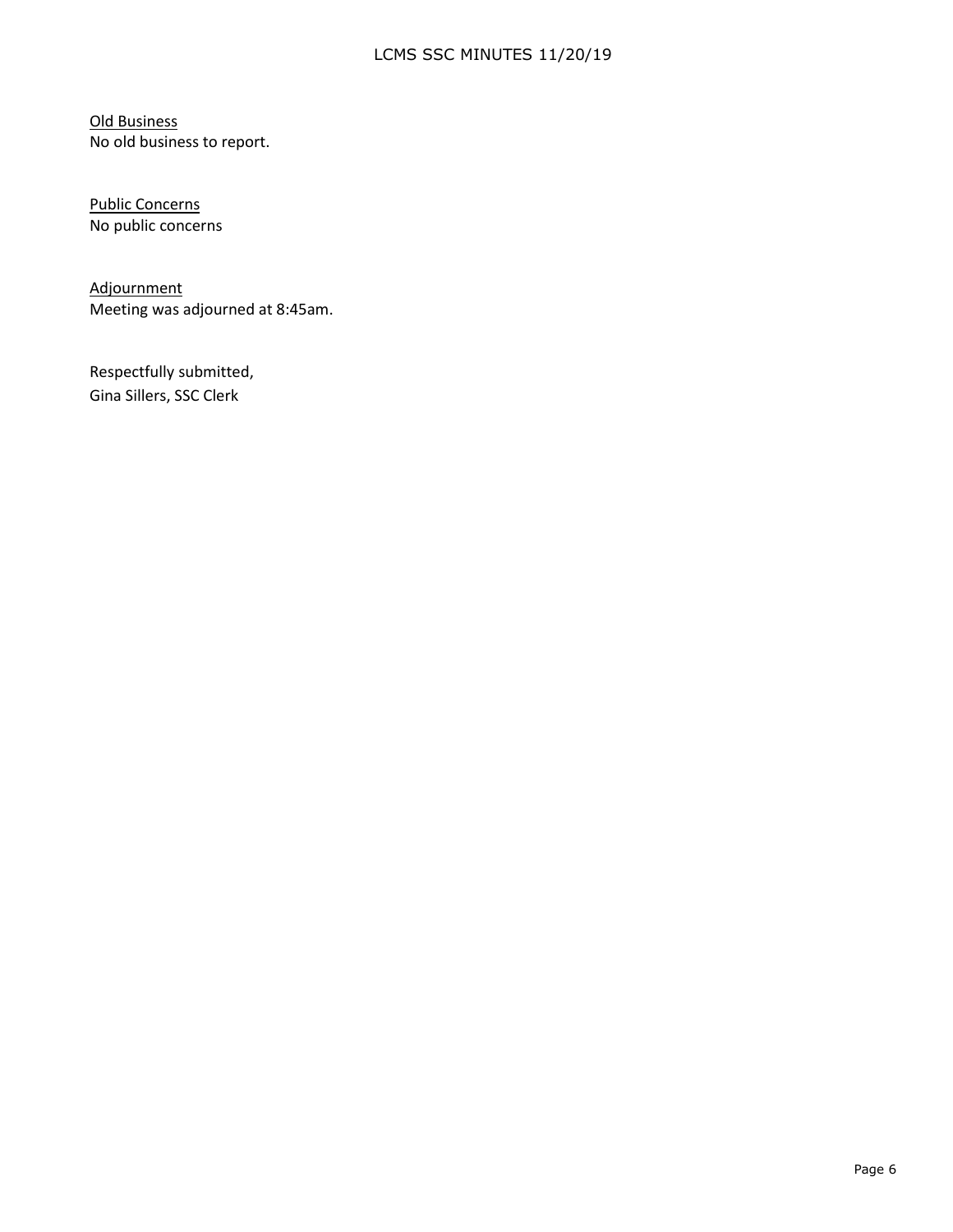Old Business

No old business to report.

Public Concerns

No public concerns

Adjournment

Meeting was adjourned at 8:45am.

Respectfully submitted,
Gina Sillers, SSC Clerk